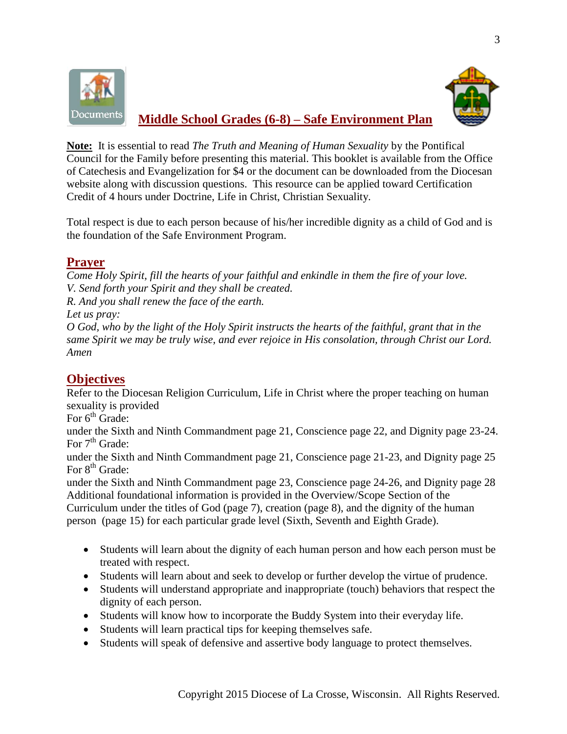# Middle School Grades (6-8) – Safe Environment Plan

**Note:** It is essential to read *The Truth and Meaning of Human Sexuality* by the Pontifical Council for the Family before presenting this material. This booklet is available from the Office of Catechesis and Evangelization for $4 or the document can be downloaded from the Diocesan website along with discussion questions. This resource can be applied toward Certification Credit of 4 hours under Doctrine, Life in Christ, Christian Sexuality.

Total respect is due to each person because of his/her incredible dignity as a child of God and is the foundation of the Safe Environment Program.

## Prayer

*Come Holy Spirit, fill the hearts of your faithful and enkindle in them the fire of your love.*
*V. Send forth your Spirit and they shall be created.*
*R. And you shall renew the face of the earth.*
*Let us pray:*
*O God, who by the light of the Holy Spirit instructs the hearts of the faithful, grant that in the same Spirit we may be truly wise, and ever rejoice in His consolation, through Christ our Lord. Amen*

## Objectives

Refer to the Diocesan Religion Curriculum, Life in Christ where the proper teaching on human sexuality is provided

For 6th Grade:
under the Sixth and Ninth Commandment page 21, Conscience page 22, and Dignity page 23-24.

For 7th Grade:
under the Sixth and Ninth Commandment page 21, Conscience page 21-23, and Dignity page 25

For 8th Grade:
under the Sixth and Ninth Commandment page 23, Conscience page 24-26, and Dignity page 28

Additional foundational information is provided in the Overview/Scope Section of the Curriculum under the titles of God (page 7), creation (page 8), and the dignity of the human person (page 15) for each particular grade level (Sixth, Seventh and Eighth Grade).

- Students will learn about the dignity of each human person and how each person must be treated with respect.
- Students will learn about and seek to develop or further develop the virtue of prudence.
- Students will understand appropriate and inappropriate (touch) behaviors that respect the dignity of each person.
- Students will know how to incorporate the Buddy System into their everyday life.
- Students will learn practical tips for keeping themselves safe.
- Students will speak of defensive and assertive body language to protect themselves.

Copyright 2015 Diocese of La Crosse, Wisconsin. All Rights Reserved.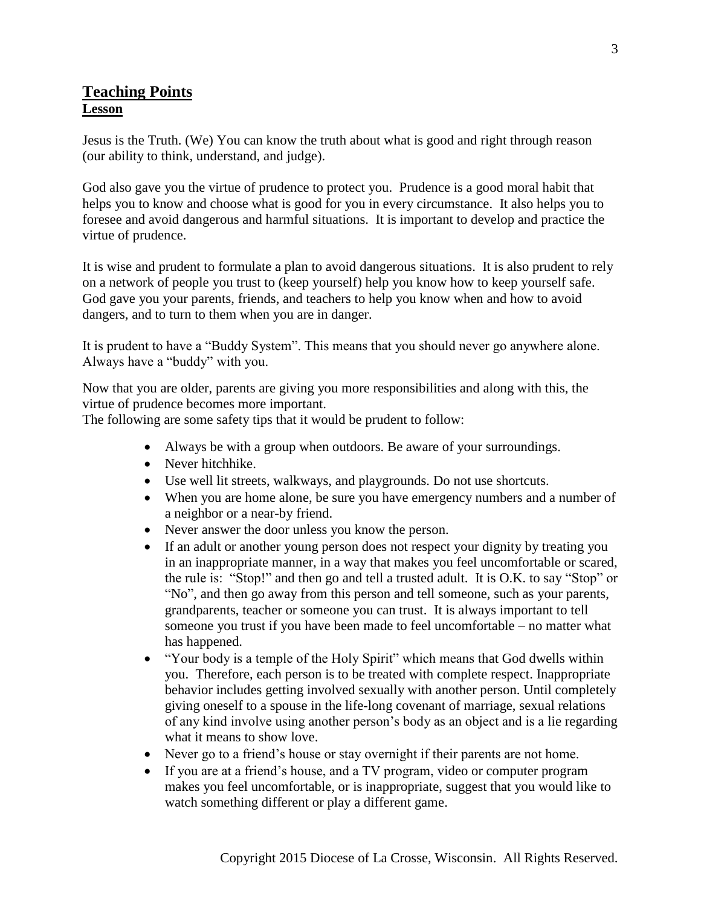## Teaching Points

### Lesson

Jesus is the Truth. (We) You can know the truth about what is good and right through reason (our ability to think, understand, and judge).

God also gave you the virtue of prudence to protect you. Prudence is a good moral habit that helps you to know and choose what is good for you in every circumstance. It also helps you to foresee and avoid dangerous and harmful situations. It is important to develop and practice the virtue of prudence.

It is wise and prudent to formulate a plan to avoid dangerous situations. It is also prudent to rely on a network of people you trust to (keep yourself) help you know how to keep yourself safe. God gave you your parents, friends, and teachers to help you know when and how to avoid dangers, and to turn to them when you are in danger.

It is prudent to have a "Buddy System". This means that you should never go anywhere alone. Always have a "buddy" with you.

Now that you are older, parents are giving you more responsibilities and along with this, the virtue of prudence becomes more important.
The following are some safety tips that it would be prudent to follow:

- Always be with a group when outdoors. Be aware of your surroundings.
- Never hitchhike.
- Use well lit streets, walkways, and playgrounds. Do not use shortcuts.
- When you are home alone, be sure you have emergency numbers and a number of a neighbor or a near-by friend.
- Never answer the door unless you know the person.
- If an adult or another young person does not respect your dignity by treating you in an inappropriate manner, in a way that makes you feel uncomfortable or scared, the rule is: "Stop!" and then go and tell a trusted adult. It is O.K. to say "Stop" or "No", and then go away from this person and tell someone, such as your parents, grandparents, teacher or someone you can trust. It is always important to tell someone you trust if you have been made to feel uncomfortable – no matter what has happened.
- "Your body is a temple of the Holy Spirit" which means that God dwells within you. Therefore, each person is to be treated with complete respect. Inappropriate behavior includes getting involved sexually with another person. Until completely giving oneself to a spouse in the life-long covenant of marriage, sexual relations of any kind involve using another person's body as an object and is a lie regarding what it means to show love.
- Never go to a friend's house or stay overnight if their parents are not home.
- If you are at a friend's house, and a TV program, video or computer program makes you feel uncomfortable, or is inappropriate, suggest that you would like to watch something different or play a different game.

Copyright 2015 Diocese of La Crosse, Wisconsin. All Rights Reserved.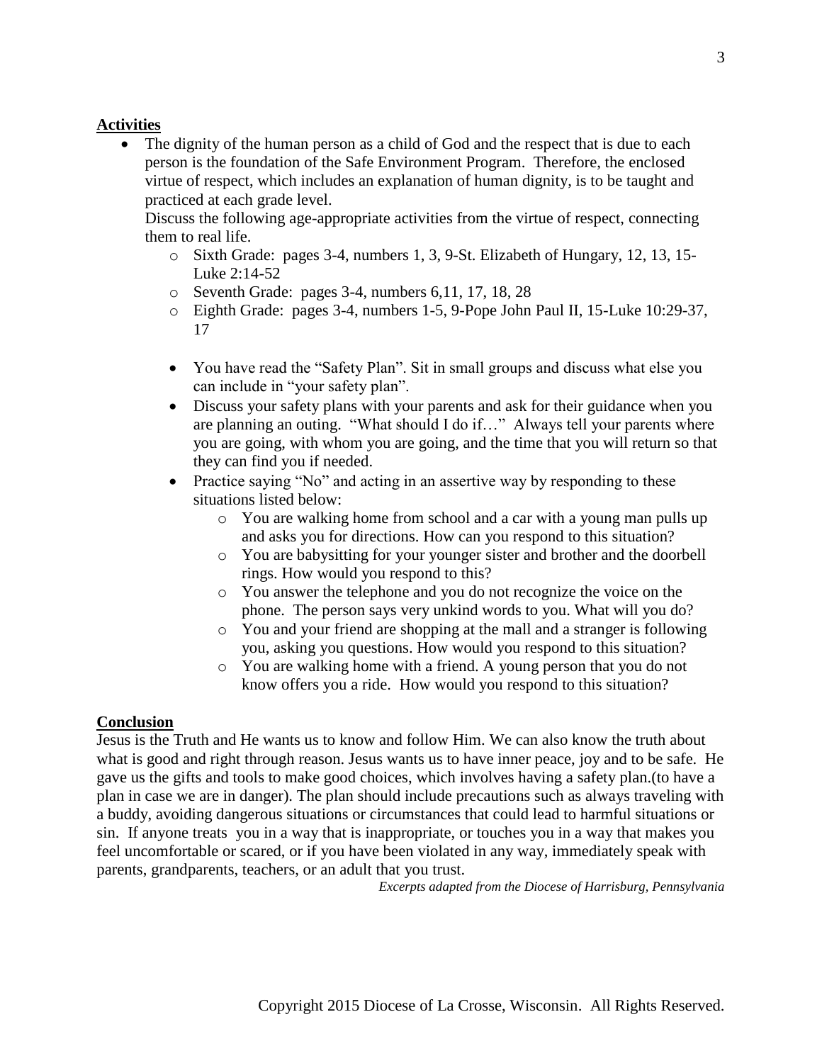**Activities**

- The dignity of the human person as a child of God and the respect that is due to each person is the foundation of the Safe Environment Program. Therefore, the enclosed virtue of respect, which includes an explanation of human dignity, is to be taught and practiced at each grade level.

  Discuss the following age-appropriate activities from the virtue of respect, connecting them to real life.
    - Sixth Grade: pages 3-4, numbers 1, 3, 9-St. Elizabeth of Hungary, 12, 13, 15-Luke 2:14-52
    - Seventh Grade: pages 3-4, numbers 6,11, 17, 18, 28
    - Eighth Grade: pages 3-4, numbers 1-5, 9-Pope John Paul II, 15-Luke 10:29-37, 17

  - You have read the "Safety Plan". Sit in small groups and discuss what else you can include in "your safety plan".
  - Discuss your safety plans with your parents and ask for their guidance when you are planning an outing. "What should I do if…" Always tell your parents where you are going, with whom you are going, and the time that you will return so that they can find you if needed.
  - Practice saying "No" and acting in an assertive way by responding to these situations listed below:
    - You are walking home from school and a car with a young man pulls up and asks you for directions. How can you respond to this situation?
    - You are babysitting for your younger sister and brother and the doorbell rings. How would you respond to this?
    - You answer the telephone and you do not recognize the voice on the phone. The person says very unkind words to you. What will you do?
    - You and your friend are shopping at the mall and a stranger is following you, asking you questions. How would you respond to this situation?
    - You are walking home with a friend. A young person that you do not know offers you a ride. How would you respond to this situation?

**Conclusion**

Jesus is the Truth and He wants us to know and follow Him. We can also know the truth about what is good and right through reason. Jesus wants us to have inner peace, joy and to be safe. He gave us the gifts and tools to make good choices, which involves having a safety plan.(to have a plan in case we are in danger). The plan should include precautions such as always traveling with a buddy, avoiding dangerous situations or circumstances that could lead to harmful situations or sin. If anyone treats you in a way that is inappropriate, or touches you in a way that makes you feel uncomfortable or scared, or if you have been violated in any way, immediately speak with parents, grandparents, teachers, or an adult that you trust.

*Excerpts adapted from the Diocese of Harrisburg, Pennsylvania*

Copyright 2015 Diocese of La Crosse, Wisconsin. All Rights Reserved.